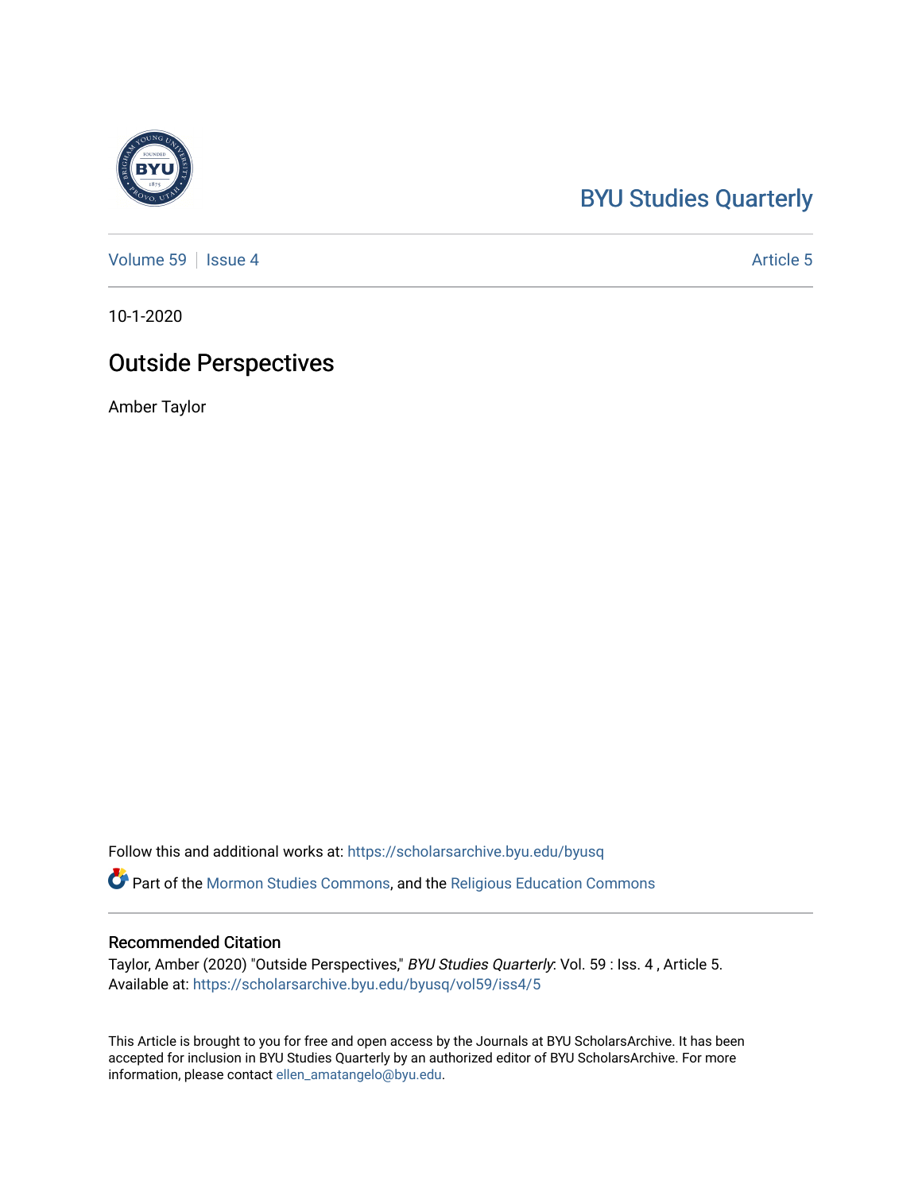BYU Studies Quarterly

Volume 59 | Issue 4 | Article 5

10-1-2020

# Outside Perspectives

Amber Taylor

Follow this and additional works at: https://scholarsarchive.byu.edu/byusq

Part of the Mormon Studies Commons, and the Religious Education Commons

## Recommended Citation

Taylor, Amber (2020) "Outside Perspectives," *BYU Studies Quarterly*: Vol. 59 : Iss. 4 , Article 5.
Available at: https://scholarsarchive.byu.edu/byusq/vol59/iss4/5

This Article is brought to you for free and open access by the Journals at BYU ScholarsArchive. It has been accepted for inclusion in BYU Studies Quarterly by an authorized editor of BYU ScholarsArchive. For more information, please contact ellen_amatangelo@byu.edu.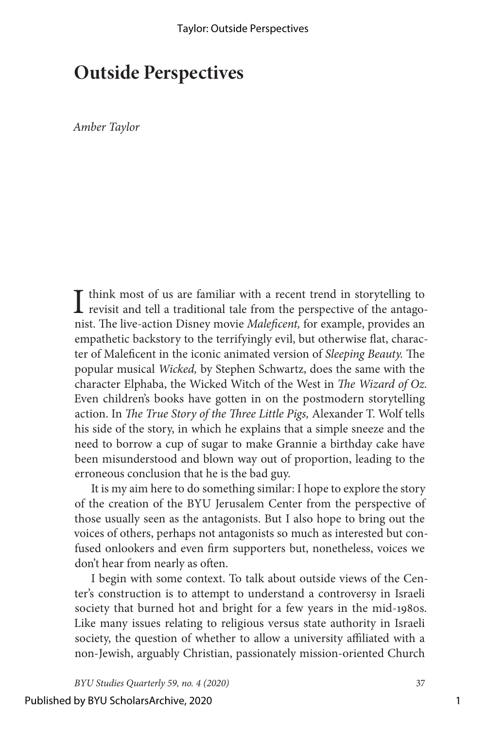# Outside Perspectives

*Amber Taylor*

I think most of us are familiar with a recent trend in storytelling to revisit and tell a traditional tale from the perspective of the antagonist. The live-action Disney movie *Maleficent,* for example, provides an empathetic backstory to the terrifyingly evil, but otherwise flat, character of Maleficent in the iconic animated version of *Sleeping Beauty.* The popular musical *Wicked,* by Stephen Schwartz, does the same with the character Elphaba, the Wicked Witch of the West in *The Wizard of Oz.* Even children's books have gotten in on the postmodern storytelling action. In *The True Story of the Three Little Pigs,* Alexander T. Wolf tells his side of the story, in which he explains that a simple sneeze and the need to borrow a cup of sugar to make Grannie a birthday cake have been misunderstood and blown way out of proportion, leading to the erroneous conclusion that he is the bad guy.

It is my aim here to do something similar: I hope to explore the story of the creation of the BYU Jerusalem Center from the perspective of those usually seen as the antagonists. But I also hope to bring out the voices of others, perhaps not antagonists so much as interested but confused onlookers and even firm supporters but, nonetheless, voices we don't hear from nearly as often.

I begin with some context. To talk about outside views of the Center's construction is to attempt to understand a controversy in Israeli society that burned hot and bright for a few years in the mid-1980s. Like many issues relating to religious versus state authority in Israeli society, the question of whether to allow a university affiliated with a non-Jewish, arguably Christian, passionately mission-oriented Church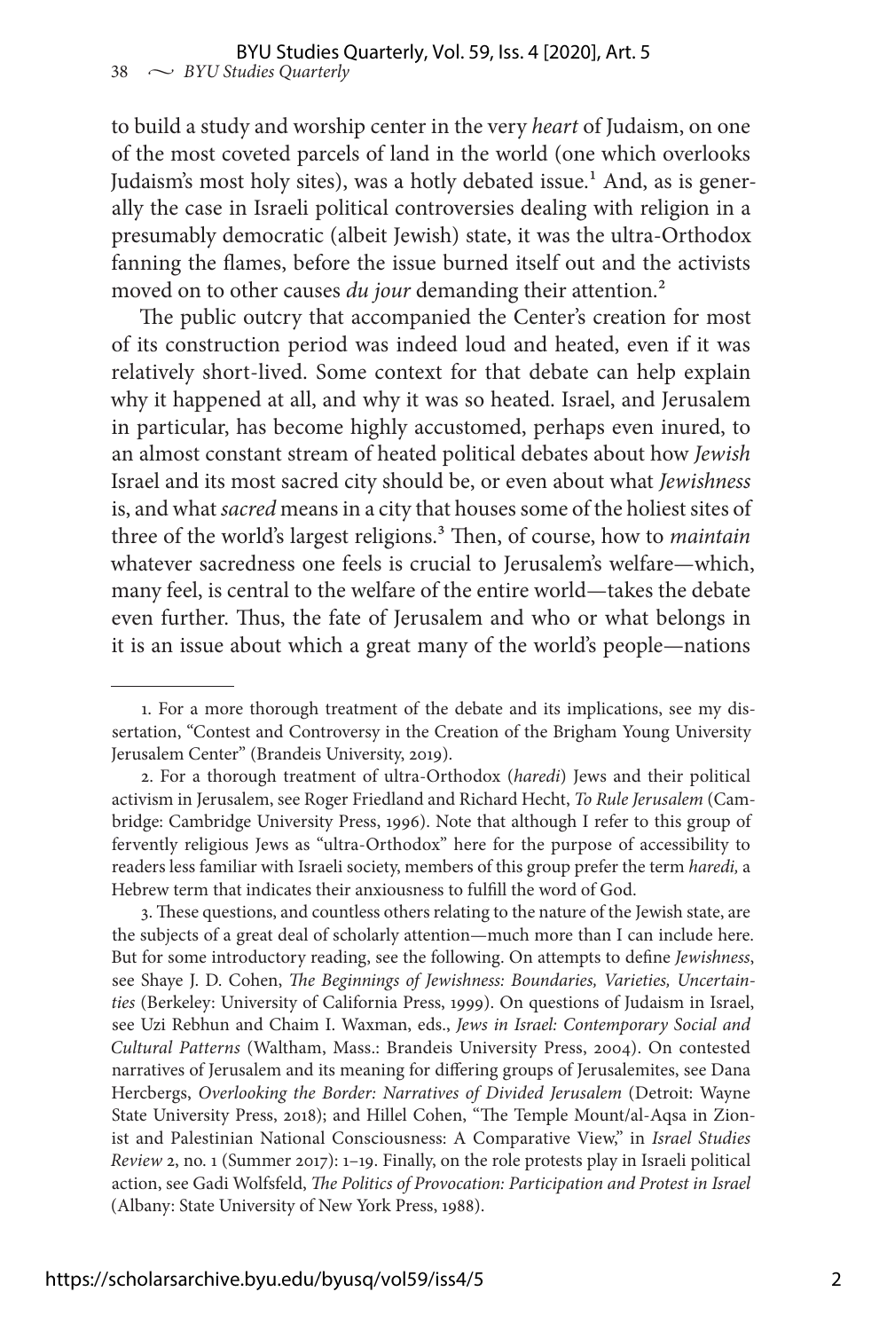to build a study and worship center in the very *heart* of Judaism, on one of the most coveted parcels of land in the world (one which overlooks Judaism's most holy sites), was a hotly debated issue.[1] And, as is generally the case in Israeli political controversies dealing with religion in a presumably democratic (albeit Jewish) state, it was the ultra-Orthodox fanning the flames, before the issue burned itself out and the activists moved on to other causes *du jour* demanding their attention.[2]

The public outcry that accompanied the Center's creation for most of its construction period was indeed loud and heated, even if it was relatively short-lived. Some context for that debate can help explain why it happened at all, and why it was so heated. Israel, and Jerusalem in particular, has become highly accustomed, perhaps even inured, to an almost constant stream of heated political debates about how *Jewish* Israel and its most sacred city should be, or even about what *Jewishness* is, and what *sacred* means in a city that houses some of the holiest sites of three of the world's largest religions.[3] Then, of course, how to *maintain* whatever sacredness one feels is crucial to Jerusalem's welfare—which, many feel, is central to the welfare of the entire world—takes the debate even further. Thus, the fate of Jerusalem and who or what belongs in it is an issue about which a great many of the world's people—nations

---

1. For a more thorough treatment of the debate and its implications, see my dissertation, "Contest and Controversy in the Creation of the Brigham Young University Jerusalem Center" (Brandeis University, 2019).

2. For a thorough treatment of ultra-Orthodox (*haredi*) Jews and their political activism in Jerusalem, see Roger Friedland and Richard Hecht, *To Rule Jerusalem* (Cambridge: Cambridge University Press, 1996). Note that although I refer to this group of fervently religious Jews as "ultra-Orthodox" here for the purpose of accessibility to readers less familiar with Israeli society, members of this group prefer the term *haredi,* a Hebrew term that indicates their anxiousness to fulfill the word of God.

3. These questions, and countless others relating to the nature of the Jewish state, are the subjects of a great deal of scholarly attention—much more than I can include here. But for some introductory reading, see the following. On attempts to define *Jewishness*, see Shaye J. D. Cohen, *The Beginnings of Jewishness: Boundaries, Varieties, Uncertainties* (Berkeley: University of California Press, 1999). On questions of Judaism in Israel, see Uzi Rebhun and Chaim I. Waxman, eds., *Jews in Israel: Contemporary Social and Cultural Patterns* (Waltham, Mass.: Brandeis University Press, 2004). On contested narratives of Jerusalem and its meaning for differing groups of Jerusalemites, see Dana Hercbergs, *Overlooking the Border: Narratives of Divided Jerusalem* (Detroit: Wayne State University Press, 2018); and Hillel Cohen, "The Temple Mount/al-Aqsa in Zionist and Palestinian National Consciousness: A Comparative View," in *Israel Studies Review* 2, no. 1 (Summer 2017): 1–19. Finally, on the role protests play in Israeli political action, see Gadi Wolfsfeld, *The Politics of Provocation: Participation and Protest in Israel* (Albany: State University of New York Press, 1988).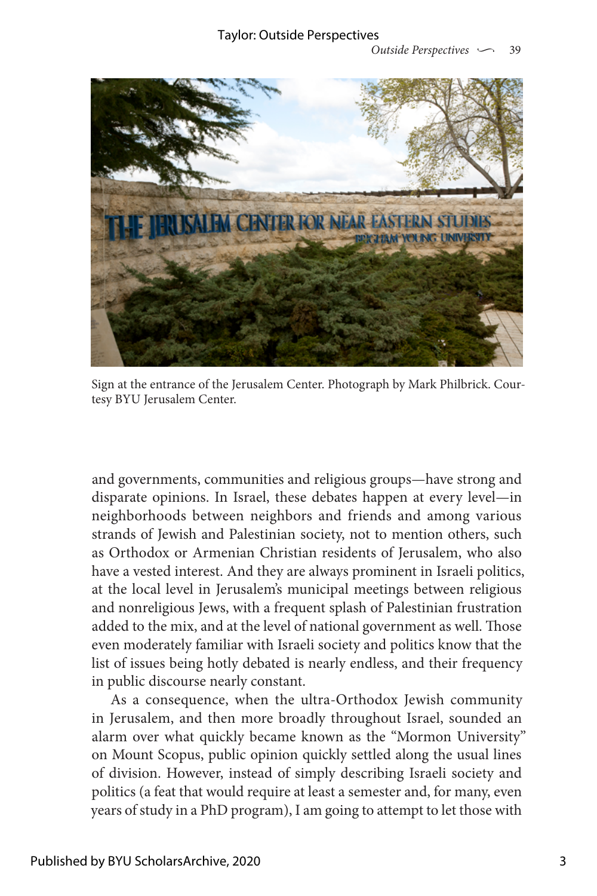Sign at the entrance of the Jerusalem Center. Photograph by Mark Philbrick. Courtesy BYU Jerusalem Center.

and governments, communities and religious groups—have strong and disparate opinions. In Israel, these debates happen at every level—in neighborhoods between neighbors and friends and among various strands of Jewish and Palestinian society, not to mention others, such as Orthodox or Armenian Christian residents of Jerusalem, who also have a vested interest. And they are always prominent in Israeli politics, at the local level in Jerusalem's municipal meetings between religious and nonreligious Jews, with a frequent splash of Palestinian frustration added to the mix, and at the level of national government as well. Those even moderately familiar with Israeli society and politics know that the list of issues being hotly debated is nearly endless, and their frequency in public discourse nearly constant.

As a consequence, when the ultra-Orthodox Jewish community in Jerusalem, and then more broadly throughout Israel, sounded an alarm over what quickly became known as the "Mormon University" on Mount Scopus, public opinion quickly settled along the usual lines of division. However, instead of simply describing Israeli society and politics (a feat that would require at least a semester and, for many, even years of study in a PhD program), I am going to attempt to let those with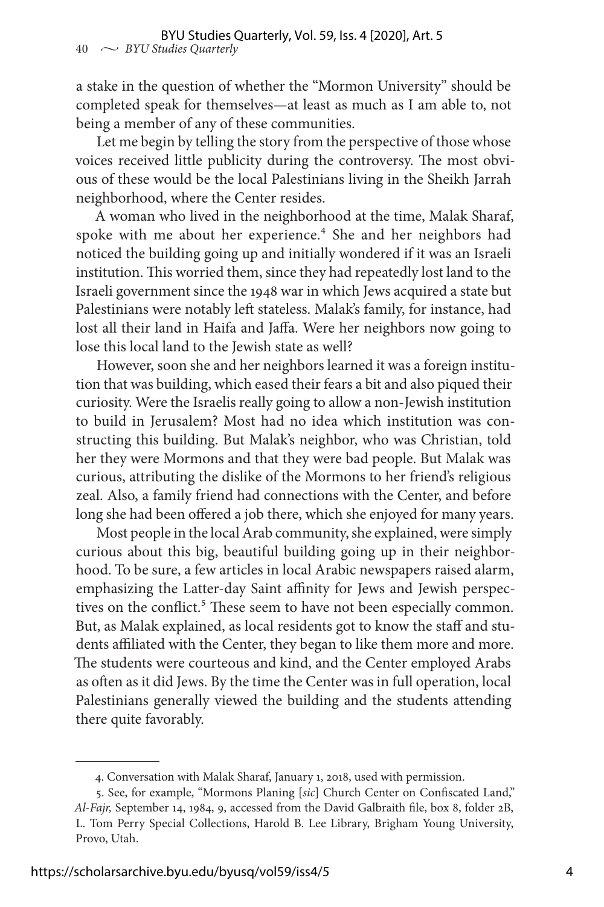a stake in the question of whether the "Mormon University" should be completed speak for themselves—at least as much as I am able to, not being a member of any of these communities.

Let me begin by telling the story from the perspective of those whose voices received little publicity during the controversy. The most obvious of these would be the local Palestinians living in the Sheikh Jarrah neighborhood, where the Center resides.

A woman who lived in the neighborhood at the time, Malak Sharaf, spoke with me about her experience.[4] She and her neighbors had noticed the building going up and initially wondered if it was an Israeli institution. This worried them, since they had repeatedly lost land to the Israeli government since the 1948 war in which Jews acquired a state but Palestinians were notably left stateless. Malak's family, for instance, had lost all their land in Haifa and Jaffa. Were her neighbors now going to lose this local land to the Jewish state as well?

However, soon she and her neighbors learned it was a foreign institution that was building, which eased their fears a bit and also piqued their curiosity. Were the Israelis really going to allow a non-Jewish institution to build in Jerusalem? Most had no idea which institution was constructing this building. But Malak's neighbor, who was Christian, told her they were Mormons and that they were bad people. But Malak was curious, attributing the dislike of the Mormons to her friend's religious zeal. Also, a family friend had connections with the Center, and before long she had been offered a job there, which she enjoyed for many years.

Most people in the local Arab community, she explained, were simply curious about this big, beautiful building going up in their neighborhood. To be sure, a few articles in local Arabic newspapers raised alarm, emphasizing the Latter-day Saint affinity for Jews and Jewish perspectives on the conflict.[5] These seem to have not been especially common. But, as Malak explained, as local residents got to know the staff and students affiliated with the Center, they began to like them more and more. The students were courteous and kind, and the Center employed Arabs as often as it did Jews. By the time the Center was in full operation, local Palestinians generally viewed the building and the students attending there quite favorably.

---

4. Conversation with Malak Sharaf, January 1, 2018, used with permission.

5. See, for example, "Mormons Planing [*sic*] Church Center on Confiscated Land," *Al-Fajr,* September 14, 1984, 9, accessed from the David Galbraith file, box 8, folder 2B, L. Tom Perry Special Collections, Harold B. Lee Library, Brigham Young University, Provo, Utah.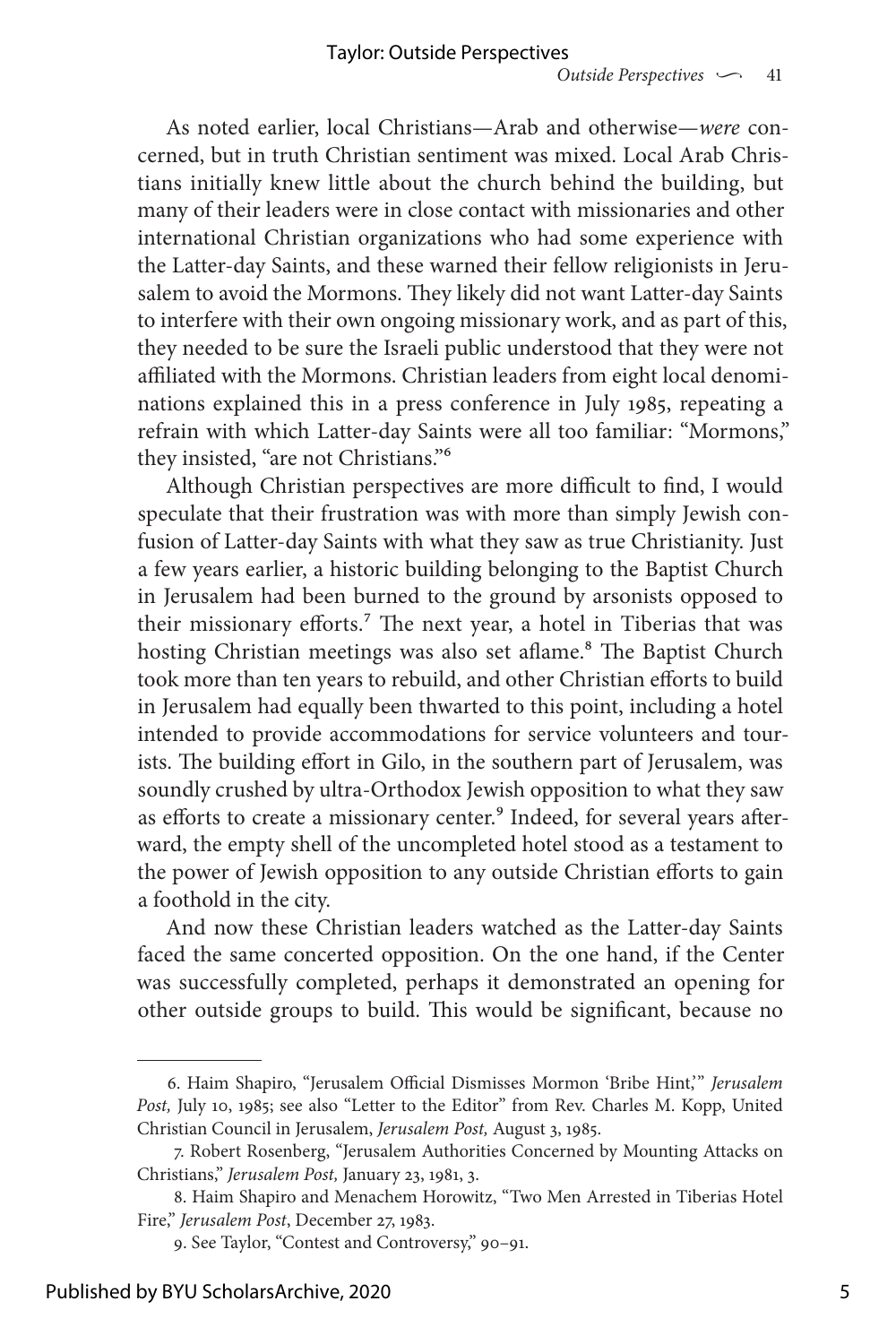As noted earlier, local Christians—Arab and otherwise—*were* concerned, but in truth Christian sentiment was mixed. Local Arab Christians initially knew little about the church behind the building, but many of their leaders were in close contact with missionaries and other international Christian organizations who had some experience with the Latter-day Saints, and these warned their fellow religionists in Jerusalem to avoid the Mormons. They likely did not want Latter-day Saints to interfere with their own ongoing missionary work, and as part of this, they needed to be sure the Israeli public understood that they were not affiliated with the Mormons. Christian leaders from eight local denominations explained this in a press conference in July 1985, repeating a refrain with which Latter-day Saints were all too familiar: "Mormons," they insisted, "are not Christians."[6]

Although Christian perspectives are more difficult to find, I would speculate that their frustration was with more than simply Jewish confusion of Latter-day Saints with what they saw as true Christianity. Just a few years earlier, a historic building belonging to the Baptist Church in Jerusalem had been burned to the ground by arsonists opposed to their missionary efforts.[7] The next year, a hotel in Tiberias that was hosting Christian meetings was also set aflame.[8] The Baptist Church took more than ten years to rebuild, and other Christian efforts to build in Jerusalem had equally been thwarted to this point, including a hotel intended to provide accommodations for service volunteers and tourists. The building effort in Gilo, in the southern part of Jerusalem, was soundly crushed by ultra-Orthodox Jewish opposition to what they saw as efforts to create a missionary center.[9] Indeed, for several years afterward, the empty shell of the uncompleted hotel stood as a testament to the power of Jewish opposition to any outside Christian efforts to gain a foothold in the city.

And now these Christian leaders watched as the Latter-day Saints faced the same concerted opposition. On the one hand, if the Center was successfully completed, perhaps it demonstrated an opening for other outside groups to build. This would be significant, because no

---

6. Haim Shapiro, "Jerusalem Official Dismisses Mormon 'Bribe Hint,'" *Jerusalem Post,* July 10, 1985; see also "Letter to the Editor" from Rev. Charles M. Kopp, United Christian Council in Jerusalem, *Jerusalem Post,* August 3, 1985.

7. Robert Rosenberg, "Jerusalem Authorities Concerned by Mounting Attacks on Christians," *Jerusalem Post,* January 23, 1981, 3.

8. Haim Shapiro and Menachem Horowitz, "Two Men Arrested in Tiberias Hotel Fire," *Jerusalem Post*, December 27, 1983.

9. See Taylor, "Contest and Controversy," 90–91.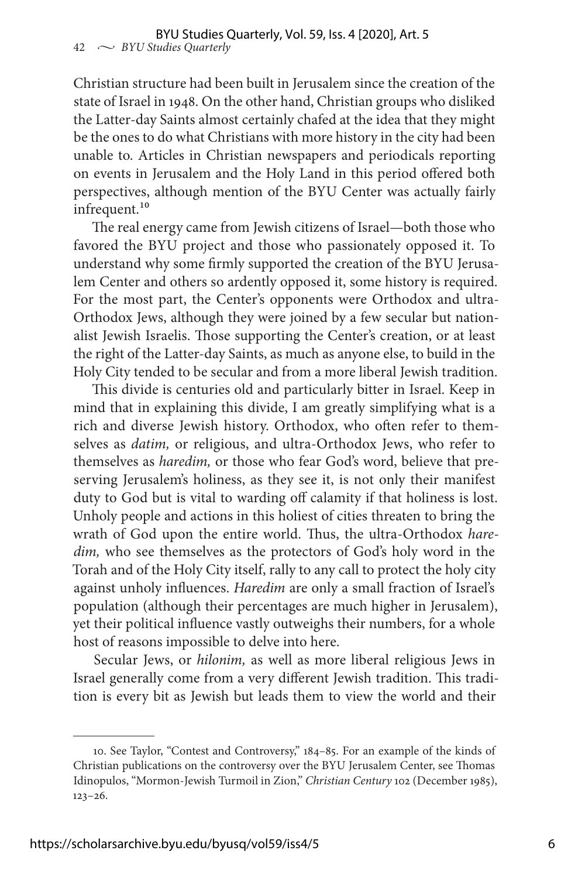Christian structure had been built in Jerusalem since the creation of the state of Israel in 1948. On the other hand, Christian groups who disliked the Latter-day Saints almost certainly chafed at the idea that they might be the ones to do what Christians with more history in the city had been unable to. Articles in Christian newspapers and periodicals reporting on events in Jerusalem and the Holy Land in this period offered both perspectives, although mention of the BYU Center was actually fairly infrequent.[10]

The real energy came from Jewish citizens of Israel—both those who favored the BYU project and those who passionately opposed it. To understand why some firmly supported the creation of the BYU Jerusalem Center and others so ardently opposed it, some history is required. For the most part, the Center's opponents were Orthodox and ultra-Orthodox Jews, although they were joined by a few secular but nationalist Jewish Israelis. Those supporting the Center's creation, or at least the right of the Latter-day Saints, as much as anyone else, to build in the Holy City tended to be secular and from a more liberal Jewish tradition.

This divide is centuries old and particularly bitter in Israel. Keep in mind that in explaining this divide, I am greatly simplifying what is a rich and diverse Jewish history. Orthodox, who often refer to themselves as *datim,* or religious, and ultra-Orthodox Jews, who refer to themselves as *haredim,* or those who fear God's word, believe that preserving Jerusalem's holiness, as they see it, is not only their manifest duty to God but is vital to warding off calamity if that holiness is lost. Unholy people and actions in this holiest of cities threaten to bring the wrath of God upon the entire world. Thus, the ultra-Orthodox *haredim,* who see themselves as the protectors of God's holy word in the Torah and of the Holy City itself, rally to any call to protect the holy city against unholy influences. *Haredim* are only a small fraction of Israel's population (although their percentages are much higher in Jerusalem), yet their political influence vastly outweighs their numbers, for a whole host of reasons impossible to delve into here.

Secular Jews, or *hilonim,* as well as more liberal religious Jews in Israel generally come from a very different Jewish tradition. This tradition is every bit as Jewish but leads them to view the world and their

---

10. See Taylor, "Contest and Controversy," 184–85. For an example of the kinds of Christian publications on the controversy over the BYU Jerusalem Center, see Thomas Idinopulos, "Mormon-Jewish Turmoil in Zion," *Christian Century* 102 (December 1985), 123–26.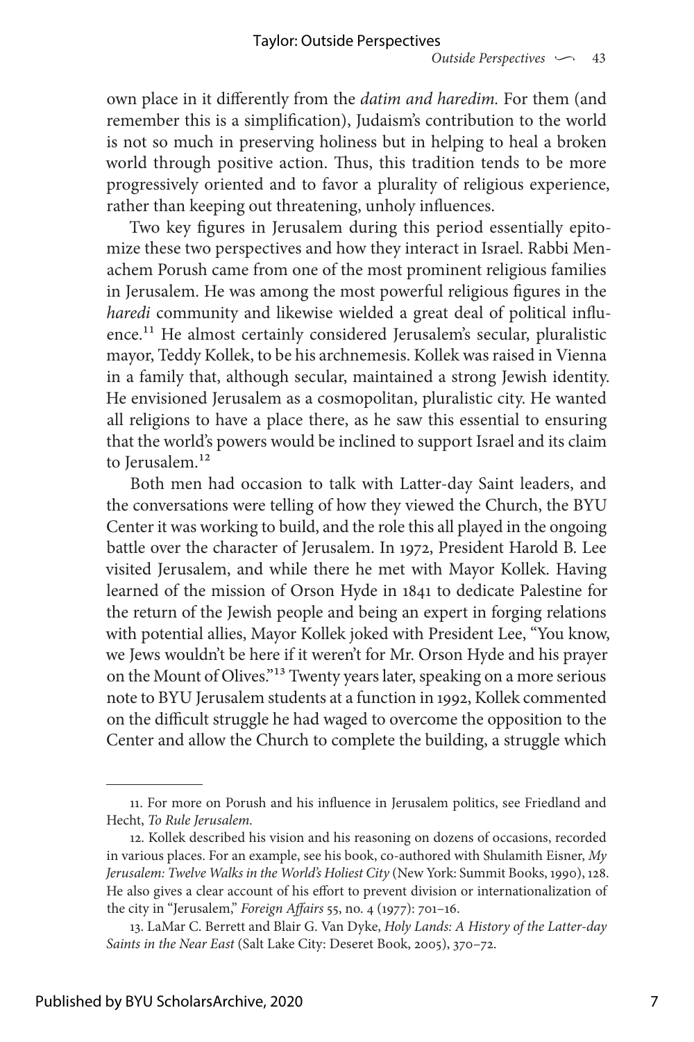own place in it differently from the *datim and haredim.* For them (and remember this is a simplification), Judaism's contribution to the world is not so much in preserving holiness but in helping to heal a broken world through positive action. Thus, this tradition tends to be more progressively oriented and to favor a plurality of religious experience, rather than keeping out threatening, unholy influences.

Two key figures in Jerusalem during this period essentially epitomize these two perspectives and how they interact in Israel. Rabbi Menachem Porush came from one of the most prominent religious families in Jerusalem. He was among the most powerful religious figures in the *haredi* community and likewise wielded a great deal of political influence.[11] He almost certainly considered Jerusalem's secular, pluralistic mayor, Teddy Kollek, to be his archnemesis. Kollek was raised in Vienna in a family that, although secular, maintained a strong Jewish identity. He envisioned Jerusalem as a cosmopolitan, pluralistic city. He wanted all religions to have a place there, as he saw this essential to ensuring that the world's powers would be inclined to support Israel and its claim to Jerusalem.[12]

Both men had occasion to talk with Latter-day Saint leaders, and the conversations were telling of how they viewed the Church, the BYU Center it was working to build, and the role this all played in the ongoing battle over the character of Jerusalem. In 1972, President Harold B. Lee visited Jerusalem, and while there he met with Mayor Kollek. Having learned of the mission of Orson Hyde in 1841 to dedicate Palestine for the return of the Jewish people and being an expert in forging relations with potential allies, Mayor Kollek joked with President Lee, "You know, we Jews wouldn't be here if it weren't for Mr. Orson Hyde and his prayer on the Mount of Olives."[13] Twenty years later, speaking on a more serious note to BYU Jerusalem students at a function in 1992, Kollek commented on the difficult struggle he had waged to overcome the opposition to the Center and allow the Church to complete the building, a struggle which

---

11. For more on Porush and his influence in Jerusalem politics, see Friedland and Hecht, *To Rule Jerusalem.*

12. Kollek described his vision and his reasoning on dozens of occasions, recorded in various places. For an example, see his book, co-authored with Shulamith Eisner, *My Jerusalem: Twelve Walks in the World's Holiest City* (New York: Summit Books, 1990), 128. He also gives a clear account of his effort to prevent division or internationalization of the city in "Jerusalem," *Foreign Affairs* 55, no. 4 (1977): 701–16.

13. LaMar C. Berrett and Blair G. Van Dyke, *Holy Lands: A History of the Latter-day Saints in the Near East* (Salt Lake City: Deseret Book, 2005), 370–72.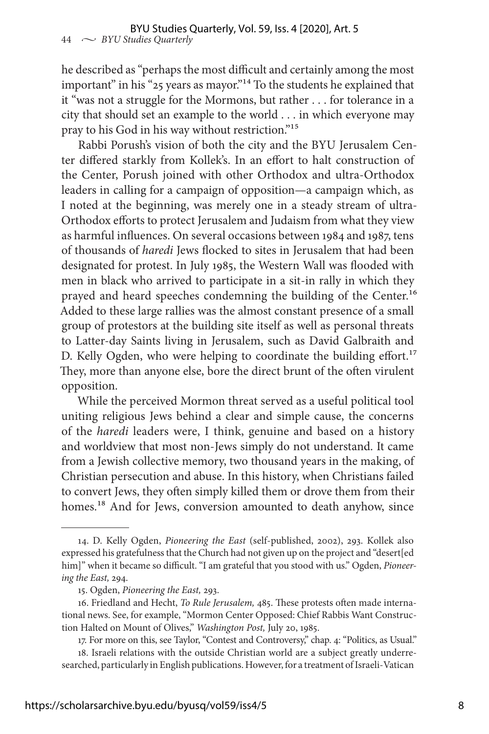he described as "perhaps the most difficult and certainly among the most important" in his "25 years as mayor."[14] To the students he explained that it "was not a struggle for the Mormons, but rather . . . for tolerance in a city that should set an example to the world . . . in which everyone may pray to his God in his way without restriction."[15]

Rabbi Porush's vision of both the city and the BYU Jerusalem Center differed starkly from Kollek's. In an effort to halt construction of the Center, Porush joined with other Orthodox and ultra-Orthodox leaders in calling for a campaign of opposition—a campaign which, as I noted at the beginning, was merely one in a steady stream of ultra-Orthodox efforts to protect Jerusalem and Judaism from what they view as harmful influences. On several occasions between 1984 and 1987, tens of thousands of *haredi* Jews flocked to sites in Jerusalem that had been designated for protest. In July 1985, the Western Wall was flooded with men in black who arrived to participate in a sit-in rally in which they prayed and heard speeches condemning the building of the Center.[16] Added to these large rallies was the almost constant presence of a small group of protestors at the building site itself as well as personal threats to Latter-day Saints living in Jerusalem, such as David Galbraith and D. Kelly Ogden, who were helping to coordinate the building effort.[17] They, more than anyone else, bore the direct brunt of the often virulent opposition.

While the perceived Mormon threat served as a useful political tool uniting religious Jews behind a clear and simple cause, the concerns of the *haredi* leaders were, I think, genuine and based on a history and worldview that most non-Jews simply do not understand. It came from a Jewish collective memory, two thousand years in the making, of Christian persecution and abuse. In this history, when Christians failed to convert Jews, they often simply killed them or drove them from their homes.[18] And for Jews, conversion amounted to death anyhow, since

---

14. D. Kelly Ogden, *Pioneering the East* (self-published, 2002), 293. Kollek also expressed his gratefulness that the Church had not given up on the project and "desert[ed him]" when it became so difficult. "I am grateful that you stood with us." Ogden, *Pioneering the East,* 294.

15. Ogden, *Pioneering the East,* 293.

16. Friedland and Hecht, *To Rule Jerusalem,* 485. These protests often made international news. See, for example, "Mormon Center Opposed: Chief Rabbis Want Construction Halted on Mount of Olives," *Washington Post,* July 20, 1985.

17. For more on this, see Taylor, "Contest and Controversy," chap. 4: "Politics, as Usual."

18. Israeli relations with the outside Christian world are a subject greatly underresearched, particularly in English publications. However, for a treatment of Israeli-Vatican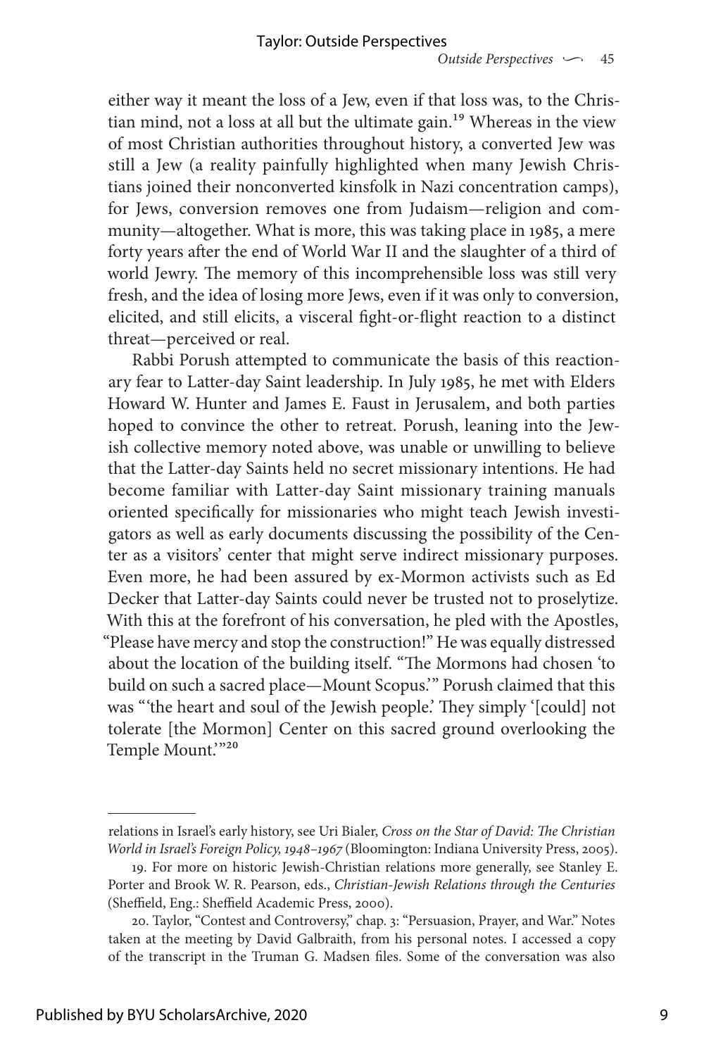either way it meant the loss of a Jew, even if that loss was, to the Christian mind, not a loss at all but the ultimate gain.[19] Whereas in the view of most Christian authorities throughout history, a converted Jew was still a Jew (a reality painfully highlighted when many Jewish Christians joined their nonconverted kinsfolk in Nazi concentration camps), for Jews, conversion removes one from Judaism—religion and community—altogether. What is more, this was taking place in 1985, a mere forty years after the end of World War II and the slaughter of a third of world Jewry. The memory of this incomprehensible loss was still very fresh, and the idea of losing more Jews, even if it was only to conversion, elicited, and still elicits, a visceral fight-or-flight reaction to a distinct threat—perceived or real.

Rabbi Porush attempted to communicate the basis of this reactionary fear to Latter-day Saint leadership. In July 1985, he met with Elders Howard W. Hunter and James E. Faust in Jerusalem, and both parties hoped to convince the other to retreat. Porush, leaning into the Jewish collective memory noted above, was unable or unwilling to believe that the Latter-day Saints held no secret missionary intentions. He had become familiar with Latter-day Saint missionary training manuals oriented specifically for missionaries who might teach Jewish investigators as well as early documents discussing the possibility of the Center as a visitors' center that might serve indirect missionary purposes. Even more, he had been assured by ex-Mormon activists such as Ed Decker that Latter-day Saints could never be trusted not to proselytize. With this at the forefront of his conversation, he pled with the Apostles, "Please have mercy and stop the construction!" He was equally distressed about the location of the building itself. "The Mormons had chosen 'to build on such a sacred place—Mount Scopus.'" Porush claimed that this was "'the heart and soul of the Jewish people.' They simply '[could] not tolerate [the Mormon] Center on this sacred ground overlooking the Temple Mount.'"[20]

---

relations in Israel's early history, see Uri Bialer, *Cross on the Star of David: The Christian World in Israel's Foreign Policy, 1948–1967* (Bloomington: Indiana University Press, 2005).

19. For more on historic Jewish-Christian relations more generally, see Stanley E. Porter and Brook W. R. Pearson, eds., *Christian-Jewish Relations through the Centuries* (Sheffield, Eng.: Sheffield Academic Press, 2000).

20. Taylor, "Contest and Controversy," chap. 3: "Persuasion, Prayer, and War." Notes taken at the meeting by David Galbraith, from his personal notes. I accessed a copy of the transcript in the Truman G. Madsen files. Some of the conversation was also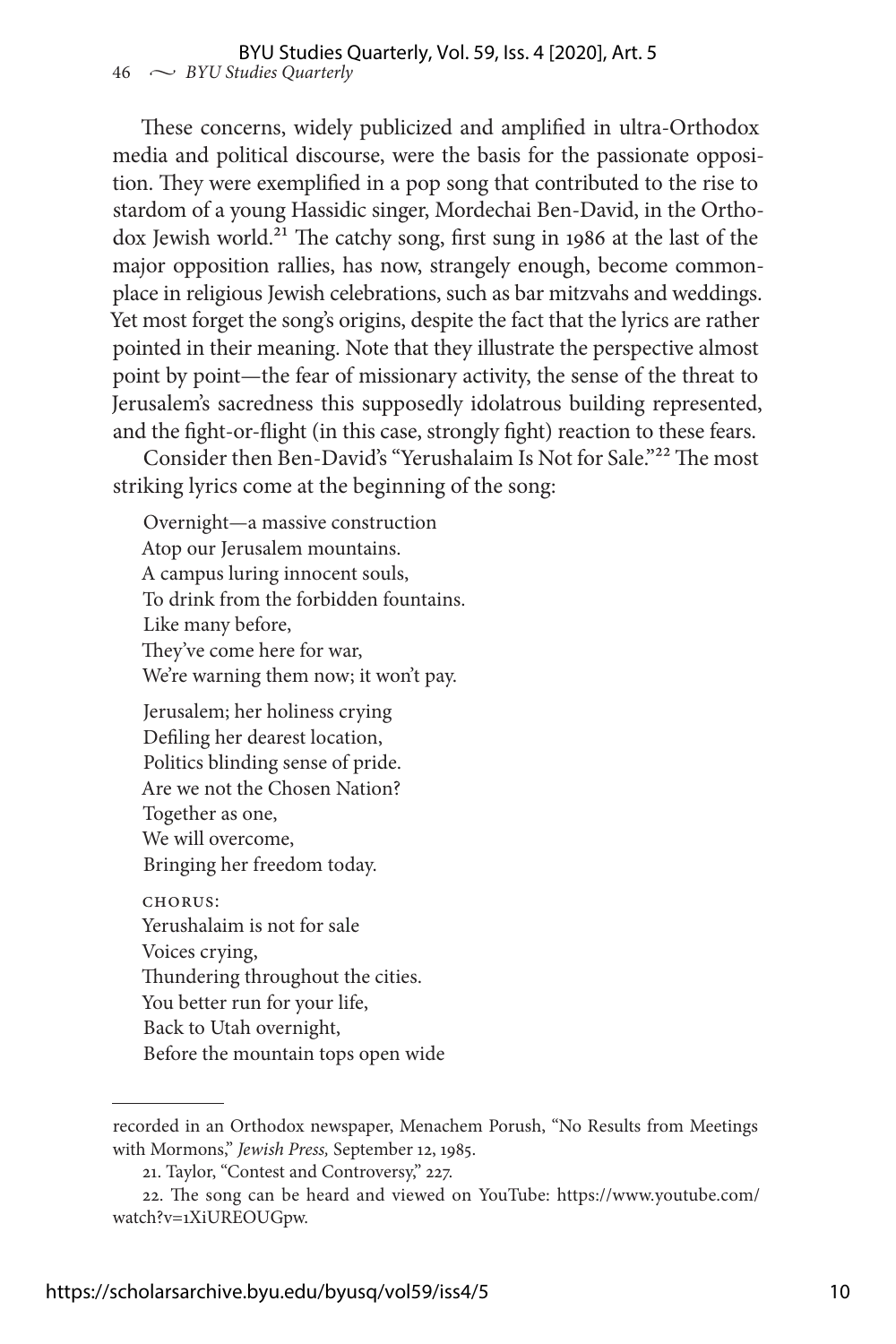These concerns, widely publicized and amplified in ultra-Orthodox media and political discourse, were the basis for the passionate opposition. They were exemplified in a pop song that contributed to the rise to stardom of a young Hassidic singer, Mordechai Ben-David, in the Orthodox Jewish world.[21] The catchy song, first sung in 1986 at the last of the major opposition rallies, has now, strangely enough, become commonplace in religious Jewish celebrations, such as bar mitzvahs and weddings. Yet most forget the song's origins, despite the fact that the lyrics are rather pointed in their meaning. Note that they illustrate the perspective almost point by point—the fear of missionary activity, the sense of the threat to Jerusalem's sacredness this supposedly idolatrous building represented, and the fight-or-flight (in this case, strongly fight) reaction to these fears.

Consider then Ben-David's "Yerushalaim Is Not for Sale."[22] The most striking lyrics come at the beginning of the song:

> Overnight—a massive construction  
> Atop our Jerusalem mountains.  
> A campus luring innocent souls,  
> To drink from the forbidden fountains.  
> Like many before,  
> They've come here for war,  
> We're warning them now; it won't pay.
>
> Jerusalem; her holiness crying  
> Defiling her dearest location,  
> Politics blinding sense of pride.  
> Are we not the Chosen Nation?  
> Together as one,  
> We will overcome,  
> Bringing her freedom today.
>
> CHORUS:  
> Yerushalaim is not for sale  
> Voices crying,  
> Thundering throughout the cities.  
> You better run for your life,  
> Back to Utah overnight,  
> Before the mountain tops open wide

---

recorded in an Orthodox newspaper, Menachem Porush, "No Results from Meetings with Mormons," *Jewish Press*, September 12, 1985.

21. Taylor, "Contest and Controversy," 227.

22. The song can be heard and viewed on YouTube: https://www.youtube.com/watch?v=1XiUREOUGpw.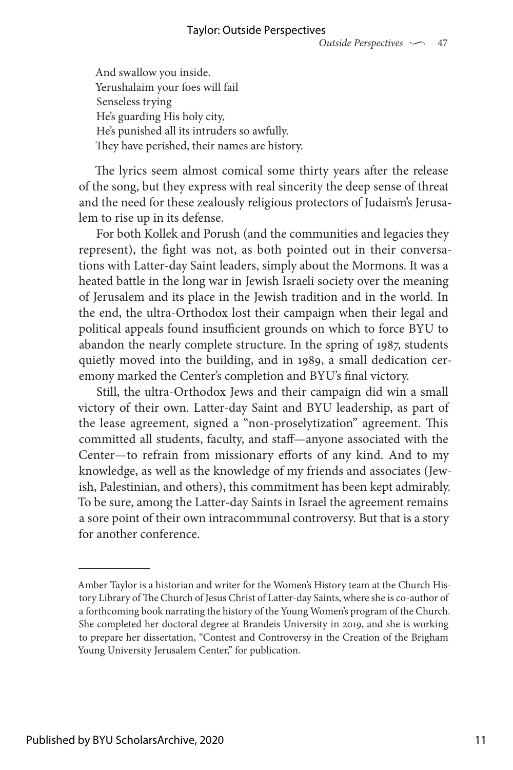And swallow you inside.  
Yerushalaim your foes will fail  
Senseless trying  
He's guarding His holy city,  
He's punished all its intruders so awfully.  
They have perished, their names are history.

The lyrics seem almost comical some thirty years after the release of the song, but they express with real sincerity the deep sense of threat and the need for these zealously religious protectors of Judaism's Jerusalem to rise up in its defense.

For both Kollek and Porush (and the communities and legacies they represent), the fight was not, as both pointed out in their conversations with Latter-day Saint leaders, simply about the Mormons. It was a heated battle in the long war in Jewish Israeli society over the meaning of Jerusalem and its place in the Jewish tradition and in the world. In the end, the ultra-Orthodox lost their campaign when their legal and political appeals found insufficient grounds on which to force BYU to abandon the nearly complete structure. In the spring of 1987, students quietly moved into the building, and in 1989, a small dedication ceremony marked the Center's completion and BYU's final victory.

Still, the ultra-Orthodox Jews and their campaign did win a small victory of their own. Latter-day Saint and BYU leadership, as part of the lease agreement, signed a "non-proselytization" agreement. This committed all students, faculty, and staff—anyone associated with the Center—to refrain from missionary efforts of any kind. And to my knowledge, as well as the knowledge of my friends and associates (Jewish, Palestinian, and others), this commitment has been kept admirably. To be sure, among the Latter-day Saints in Israel the agreement remains a sore point of their own intracommunal controversy. But that is a story for another conference.

---

Amber Taylor is a historian and writer for the Women's History team at the Church History Library of The Church of Jesus Christ of Latter-day Saints, where she is co-author of a forthcoming book narrating the history of the Young Women's program of the Church. She completed her doctoral degree at Brandeis University in 2019, and she is working to prepare her dissertation, "Contest and Controversy in the Creation of the Brigham Young University Jerusalem Center," for publication.